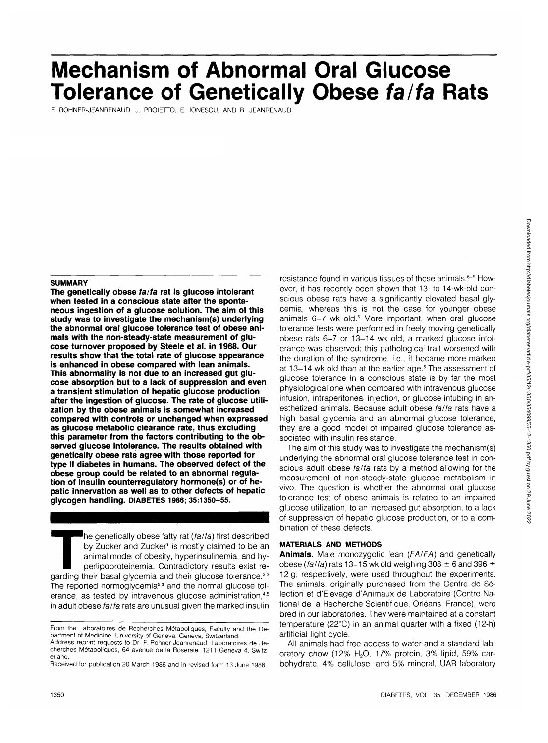# Mechanism of Abnormal Oral Glucose Tolerance of Genetically Obese *fa/fa* Rats

F. ROHNER-JEANRENAUD, J. PROIETTO, E. IONESCU, AND B. JEANRENAUD

## SUMMARY

**The genetically obese *fa/fa* rat is glucose intolerant when tested in a conscious state after the spontaneous ingestion of a glucose solution. The aim of this study was to investigate the mechanism(s) underlying the abnormal oral glucose tolerance test of obese animals with the non-steady-state measurement of glucose turnover proposed by Steele et al. in 1968. Our results show that the total rate of glucose appearance is enhanced in obese compared with lean animals. This abnormality is not due to an increased gut glucose absorption but to a lack of suppression and even a transient stimulation of hepatic glucose production after the ingestion of glucose. The rate of glucose utilization by the obese animals is somewhat increased compared with controls or unchanged when expressed as glucose metabolic clearance rate, thus excluding this parameter from the factors contributing to the observed glucose intolerance. The results obtained with genetically obese rats agree with those reported for type II diabetes in humans. The observed defect of the obese group could be related to an abnormal regulation of insulin counterregulatory hormone(s) or of hepatic innervation as well as to other defects of hepatic glycogen handling.** DIABETES 1986; 35:1350–55.

The genetically obese fatty rat (*fa/fa*) first described by Zucker and Zucker[1] is mostly claimed to be an animal model of obesity, hyperinsulinemia, and hyperlipoproteinemia. Contradictory results exist regarding their basal glycemia and their glucose tolerance.[2,3] The reported normoglycemia[2,3] and the normal glucose tolerance, as tested by intravenous glucose administration,[4,5] in adult obese *fa/fa* rats are unusual given the marked insulin resistance found in various tissues of these animals.[6–9] However, it has recently been shown that 13- to 14-wk-old conscious obese rats have a significantly elevated basal glycemia, whereas this is not the case for younger obese animals 6–7 wk old.[5] More important, when oral glucose tolerance tests were performed in freely moving genetically obese rats 6–7 or 13–14 wk old, a marked glucose intolerance was observed; this pathological trait worsened with the duration of the syndrome, i.e., it became more marked at 13–14 wk old than at the earlier age.[5] The assessment of glucose tolerance in a conscious state is by far the most physiological one when compared with intravenous glucose infusion, intraperitoneal injection, or glucose intubing in anesthetized animals. Because adult obese *fa/fa* rats have a high basal glycemia and an abnormal glucose tolerance, they are a good model of impaired glucose tolerance associated with insulin resistance.

The aim of this study was to investigate the mechanism(s) underlying the abnormal oral glucose tolerance test in conscious adult obese *fa/fa* rats by a method allowing for the measurement of non-steady-state glucose metabolism in vivo. The question is whether the abnormal oral glucose tolerance test of obese animals is related to an impaired glucose utilization, to an increased gut absorption, to a lack of suppression of hepatic glucose production, or to a combination of these defects.

## MATERIALS AND METHODS

**Animals.** Male monozygotic lean (*FA/FA*) and genetically obese (*fa/fa*) rats 13–15 wk old weighing 308 ± 6 and 396 ± 12 g, respectively, were used throughout the experiments. The animals, originally purchased from the Centre de Sélection et d'Elevage d'Animaux de Laboratoire (Centre National de la Recherche Scientifique, Orléans, France), were bred in our laboratories. They were maintained at a constant temperature (22°C) in an animal quarter with a fixed (12-h) artificial light cycle.

All animals had free access to water and a standard laboratory chow (12% $H_2O$, 17% protein, 3% lipid, 59% carbohydrate, 4% cellulose, and 5% mineral, UAR laboratory

---

From the Laboratoires de Recherches Métaboliques, Faculty and the Department of Medicine, University of Geneva, Geneva, Switzerland.

Address reprint requests to Dr. F. Rohner-Jeanrenaud, Laboratoires de Recherches Métaboliques, 64 avenue de la Roseraie, 1211 Geneva 4, Switzerland.

Received for publication 20 March 1986 and in revised form 13 June 1986.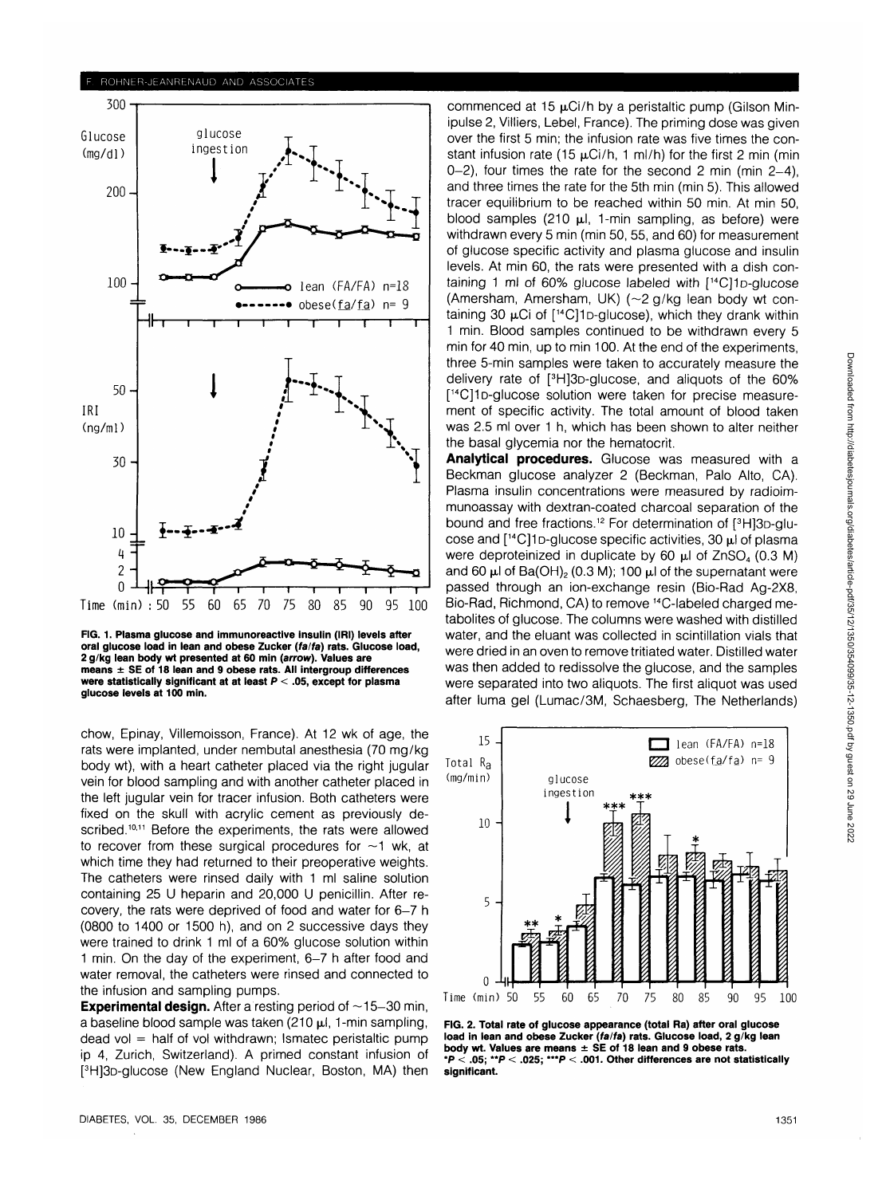FIG. 1. Plasma glucose and immunoreactive insulin (IRI) levels after oral glucose load in lean and obese Zucker (*fa/fa*) rats. Glucose load, 2 g/kg lean body wt presented at 60 min (arrow). Values are means ± SE of 18 lean and 9 obese rats. All intergroup differences were statistically significant at at least $P < .05$, except for plasma glucose levels at 100 min.

chow, Epinay, Villemoisson, France). At 12 wk of age, the rats were implanted, under nembutal anesthesia (70 mg/kg body wt), with a heart catheter placed via the right jugular vein for blood sampling and with another catheter placed in the left jugular vein for tracer infusion. Both catheters were fixed on the skull with acrylic cement as previously described.[10,11] Before the experiments, the rats were allowed to recover from these surgical procedures for ~1 wk, at which time they had returned to their preoperative weights. The catheters were rinsed daily with 1 ml saline solution containing 25 U heparin and 20,000 U penicillin. After recovery, the rats were deprived of food and water for 6–7 h (0800 to 1400 or 1500 h), and on 2 successive days they were trained to drink 1 ml of a 60% glucose solution within 1 min. On the day of the experiment, 6–7 h after food and water removal, the catheters were rinsed and connected to the infusion and sampling pumps.

**Experimental design.** After a resting period of ~15–30 min, a baseline blood sample was taken (210 μl, 1-min sampling, dead vol = half of vol withdrawn; Ismatec peristaltic pump ip 4, Zurich, Switzerland). A primed constant infusion of [$^{3}$H]3D-glucose (New England Nuclear, Boston, MA) then commenced at 15 μCi/h by a peristaltic pump (Gilson Minipulse 2, Villiers, Lebel, France). The priming dose was given over the first 5 min; the infusion rate was five times the constant infusion rate (15 μCi/h, 1 ml/h) for the first 2 min (min 0–2), four times the rate for the second 2 min (min 2–4), and three times the rate for the 5th min (min 5). This allowed tracer equilibrium to be reached within 50 min. At min 50, blood samples (210 μl, 1-min sampling, as before) were withdrawn every 5 min (min 50, 55, and 60) for measurement of glucose specific activity and plasma glucose and insulin levels. At min 60, the rats were presented with a dish containing 1 ml of 60% glucose labeled with [$^{14}$C]1D-glucose (Amersham, Amersham, UK) (~2 g/kg lean body wt containing 30 μCi of [$^{14}$C]1D-glucose), which they drank within 1 min. Blood samples continued to be withdrawn every 5 min for 40 min, up to min 100. At the end of the experiments, three 5-min samples were taken to accurately measure the delivery rate of [$^{3}$H]3D-glucose, and aliquots of the 60% [$^{14}$C]1D-glucose solution were taken for precise measurement of specific activity. The total amount of blood taken was 2.5 ml over 1 h, which has been shown to alter neither the basal glycemia nor the hematocrit.

**Analytical procedures.** Glucose was measured with a Beckman glucose analyzer 2 (Beckman, Palo Alto, CA). Plasma insulin concentrations were measured by radioimmunoassay with dextran-coated charcoal separation of the bound and free fractions.[12] For determination of [$^{3}$H]3D-glucose and [$^{14}$C]1D-glucose specific activities, 30 μl of plasma were deproteinized in duplicate by 60 μl of $ZnSO_4$ (0.3 M) and 60 μl of $Ba(OH)_2$ (0.3 M); 100 μl of the supernatant were passed through an ion-exchange resin (Bio-Rad Ag-2X8, Bio-Rad, Richmond, CA) to remove $^{14}$C-labeled charged metabolites of glucose. The columns were washed with distilled water, and the eluant was collected in scintillation vials that were dried in an oven to remove tritiated water. Distilled water was then added to redissolve the glucose, and the samples were separated into two aliquots. The first aliquot was used after luma gel (Lumac/3M, Schaesberg, The Netherlands)

FIG. 2. Total rate of glucose appearance (total Ra) after oral glucose load in lean and obese Zucker (*fa/fa*) rats. Glucose load, 2 g/kg lean body wt. Values are means ± SE of 18 lean and 9 obese rats. *$P < .05$; **$P < .025$; ***$P < .001$. Other differences are not statistically significant.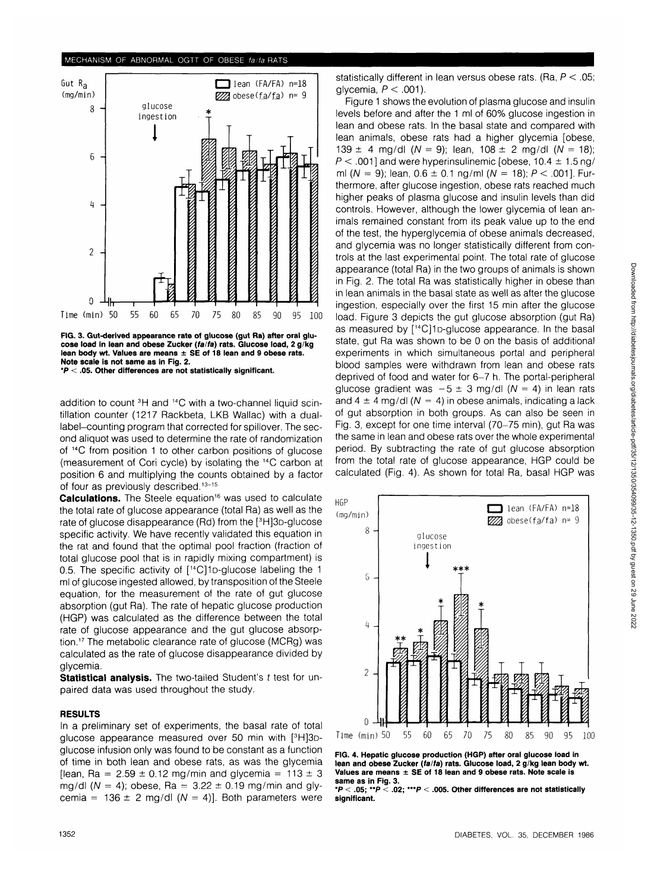FIG. 3. Gut-derived appearance rate of glucose (gut Ra) after oral glucose load in lean and obese Zucker (*fa/fa*) rats. Glucose load, 2 g/kg lean body wt. Values are means ± SE of 18 lean and 9 obese rats. Note scale is not same as in Fig. 2.
*$P < .05$. Other differences are not statistically significant.

addition to count $^3$H and $^{14}$C with a two-channel liquid scintillation counter (1217 Rackbeta, LKB Wallac) with a dual-label–counting program that corrected for spillover. The second aliquot was used to determine the rate of randomization of $^{14}$C from position 1 to other carbon positions of glucose (measurement of Cori cycle) by isolating the $^{14}$C carbon at position 6 and multiplying the counts obtained by a factor of four as previously described.[13–15]

**Calculations.** The Steele equation[16] was used to calculate the total rate of glucose appearance (total Ra) as well as the rate of glucose disappearance (Rd) from the [$^3$H]3D-glucose specific activity. We have recently validated this equation in the rat and found that the optimal pool fraction (fraction of total glucose pool that is in rapidly mixing compartment) is 0.5. The specific activity of [$^{14}$C]1D-glucose labeling the 1 ml of glucose ingested allowed, by transposition of the Steele equation, for the measurement of the rate of gut glucose absorption (gut Ra). The rate of hepatic glucose production (HGP) was calculated as the difference between the total rate of glucose appearance and the gut glucose absorption.[17] The metabolic clearance rate of glucose (MCRg) was calculated as the rate of glucose disappearance divided by glycemia.

**Statistical analysis.** The two-tailed Student's *t* test for unpaired data was used throughout the study.

## RESULTS

In a preliminary set of experiments, the basal rate of total glucose appearance measured over 50 min with [$^3$H]3D-glucose infusion only was found to be constant as a function of time in both lean and obese rats, as was the glycemia [lean, Ra = 2.59 ± 0.12 mg/min and glycemia = 113 ± 3 mg/dl ($N$ = 4); obese, Ra = 3.22 ± 0.19 mg/min and glycemia = 136 ± 2 mg/dl ($N$ = 4)]. Both parameters were statistically different in lean versus obese rats. (Ra, $P < .05$; glycemia, $P < .001$).

Figure 1 shows the evolution of plasma glucose and insulin levels before and after the 1 ml of 60% glucose ingestion in lean and obese rats. In the basal state and compared with lean animals, obese rats had a higher glycemia [obese, 139 ± 4 mg/dl ($N$ = 9); lean, 108 ± 2 mg/dl ($N$ = 18); $P < .001$] and were hyperinsulinemic [obese, 10.4 ± 1.5 ng/ml ($N$ = 9); lean, 0.6 ± 0.1 ng/ml ($N$ = 18); $P < .001$]. Furthermore, after glucose ingestion, obese rats reached much higher peaks of plasma glucose and insulin levels than did controls. However, although the lower glycemia of lean animals remained constant from its peak value up to the end of the test, the hyperglycemia of obese animals decreased, and glycemia was no longer statistically different from controls at the last experimental point. The total rate of glucose appearance (total Ra) in the two groups of animals is shown in Fig. 2. The total Ra was statistically higher in obese than in lean animals in the basal state as well as after the glucose ingestion, especially over the first 15 min after the glucose load. Figure 3 depicts the gut glucose absorption (gut Ra) as measured by [$^{14}$C]1D-glucose appearance. In the basal state, gut Ra was shown to be 0 on the basis of additional experiments in which simultaneous portal and peripheral blood samples were withdrawn from lean and obese rats deprived of food and water for 6–7 h. The portal-peripheral glucose gradient was −5 ± 3 mg/dl ($N$ = 4) in lean rats and 4 ± 4 mg/dl ($N$ = 4) in obese animals, indicating a lack of gut absorption in both groups. As can also be seen in Fig. 3, except for one time interval (70–75 min), gut Ra was the same in lean and obese rats over the whole experimental period. By subtracting the rate of gut glucose absorption from the total rate of glucose appearance, HGP could be calculated (Fig. 4). As shown for total Ra, basal HGP was

FIG. 4. Hepatic glucose production (HGP) after oral glucose load in lean and obese Zucker (*fa/fa*) rats. Glucose load, 2 g/kg lean body wt. Values are means ± SE of 18 lean and 9 obese rats. Note scale is same as in Fig. 3.
*$P < .05$; **$P < .02$; ***$P < .005$. Other differences are not statistically significant.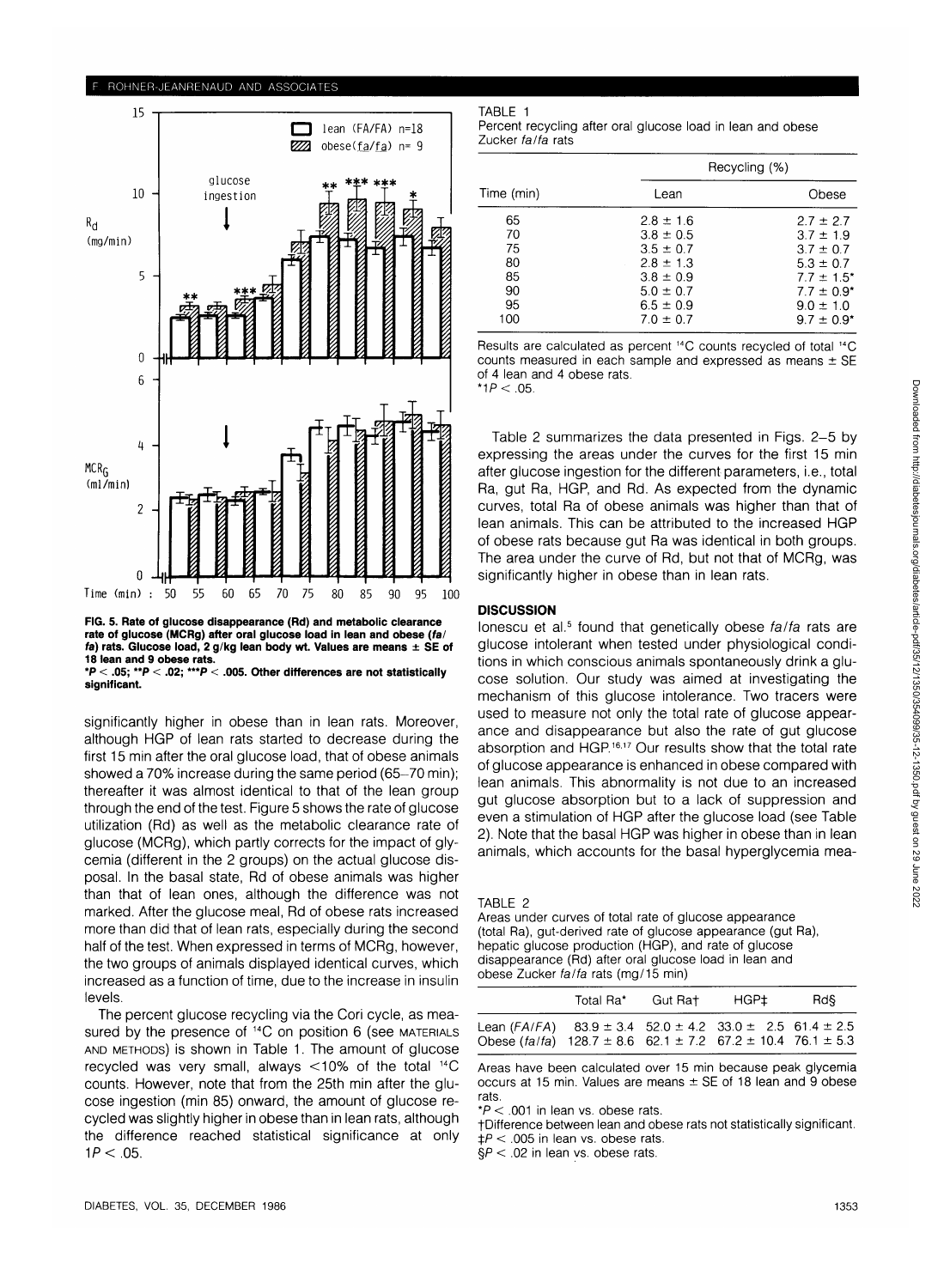FIG. 5. Rate of glucose disappearance (Rd) and metabolic clearance rate of glucose (MCRg) after oral glucose load in lean and obese (*fa/fa*) rats. Glucose load, 2 g/kg lean body wt. Values are means ± SE of 18 lean and 9 obese rats.
$^{*}P < .05$; $^{**}P < .02$; $^{***}P < .005$. Other differences are not statistically significant.

significantly higher in obese than in lean rats. Moreover, although HGP of lean rats started to decrease during the first 15 min after the oral glucose load, that of obese animals showed a 70% increase during the same period (65–70 min); thereafter it was almost identical to that of the lean group through the end of the test. Figure 5 shows the rate of glucose utilization (Rd) as well as the metabolic clearance rate of glucose (MCRg), which partly corrects for the impact of glycemia (different in the 2 groups) on the actual glucose disposal. In the basal state, Rd of obese animals was higher than that of lean ones, although the difference was not marked. After the glucose meal, Rd of obese rats increased more than did that of lean rats, especially during the second half of the test. When expressed in terms of MCRg, however, the two groups of animals displayed identical curves, which increased as a function of time, due to the increase in insulin levels.

The percent glucose recycling via the Cori cycle, as measured by the presence of $^{14}C$ on position 6 (see MATERIALS AND METHODS) is shown in Table 1. The amount of glucose recycled was very small, always <10% of the total $^{14}C$ counts. However, note that from the 25th min after the glucose ingestion (min 85) onward, the amount of glucose recycled was slightly higher in obese than in lean rats, although the difference reached statistical significance at only $1P < .05$.

TABLE 1
Percent recycling after oral glucose load in lean and obese Zucker *fa/fa* rats

| Time (min) | Recycling (%) | |
|---|---|---|
| | Lean | Obese |
| 65 | 2.8 ± 1.6 | 2.7 ± 2.7 |
| 70 | 3.8 ± 0.5 | 3.7 ± 1.9 |
| 75 | 3.5 ± 0.7 | 3.7 ± 0.7 |
| 80 | 2.8 ± 1.3 | 5.3 ± 0.7 |
| 85 | 3.8 ± 0.9 | 7.7 ± 1.5* |
| 90 | 5.0 ± 0.7 | 7.7 ± 0.9* |
| 95 | 6.5 ± 0.9 | 9.0 ± 1.0 |
| 100 | 7.0 ± 0.7 | 9.7 ± 0.9* |

Results are calculated as percent $^{14}C$ counts recycled of total $^{14}C$ counts measured in each sample and expressed as means ± SE of 4 lean and 4 obese rats.
$^{*}1P < .05$.

Table 2 summarizes the data presented in Figs. 2–5 by expressing the areas under the curves for the first 15 min after glucose ingestion for the different parameters, i.e., total Ra, gut Ra, HGP, and Rd. As expected from the dynamic curves, total Ra of obese animals was higher than that of lean animals. This can be attributed to the increased HGP of obese rats because gut Ra was identical in both groups. The area under the curve of Rd, but not that of MCRg, was significantly higher in obese than in lean rats.

## DISCUSSION

Ionescu et al.[5] found that genetically obese *fa/fa* rats are glucose intolerant when tested under physiological conditions in which conscious animals spontaneously drink a glucose solution. Our study was aimed at investigating the mechanism of this glucose intolerance. Two tracers were used to measure not only the total rate of glucose appearance and disappearance but also the rate of gut glucose absorption and HGP.[16,17] Our results show that the total rate of glucose appearance is enhanced in obese compared with lean animals. This abnormality is not due to an increased gut glucose absorption but to a lack of suppression and even a stimulation of HGP after the glucose load (see Table 2). Note that the basal HGP was higher in obese than in lean animals, which accounts for the basal hyperglycemia mea-

TABLE 2
Areas under curves of total rate of glucose appearance (total Ra), gut-derived rate of glucose appearance (gut Ra), hepatic glucose production (HGP), and rate of glucose disappearance (Rd) after oral glucose load in lean and obese Zucker *fa/fa* rats (mg/15 min)

| | Total Ra* | Gut Ra† | HGP‡ | Rd§ |
|---|---|---|---|---|
| Lean (*FA/FA*) | 83.9 ± 3.4 | 52.0 ± 4.2 | 33.0 ± 2.5 | 61.4 ± 2.5 |
| Obese (*fa/fa*) | 128.7 ± 8.6 | 62.1 ± 7.2 | 67.2 ± 10.4 | 76.1 ± 5.3 |

Areas have been calculated over 15 min because peak glycemia occurs at 15 min. Values are means ± SE of 18 lean and 9 obese rats.
$^{*}P < .001$ in lean vs. obese rats.
†Difference between lean and obese rats not statistically significant.
‡$P < .005$ in lean vs. obese rats.
§$P < .02$ in lean vs. obese rats.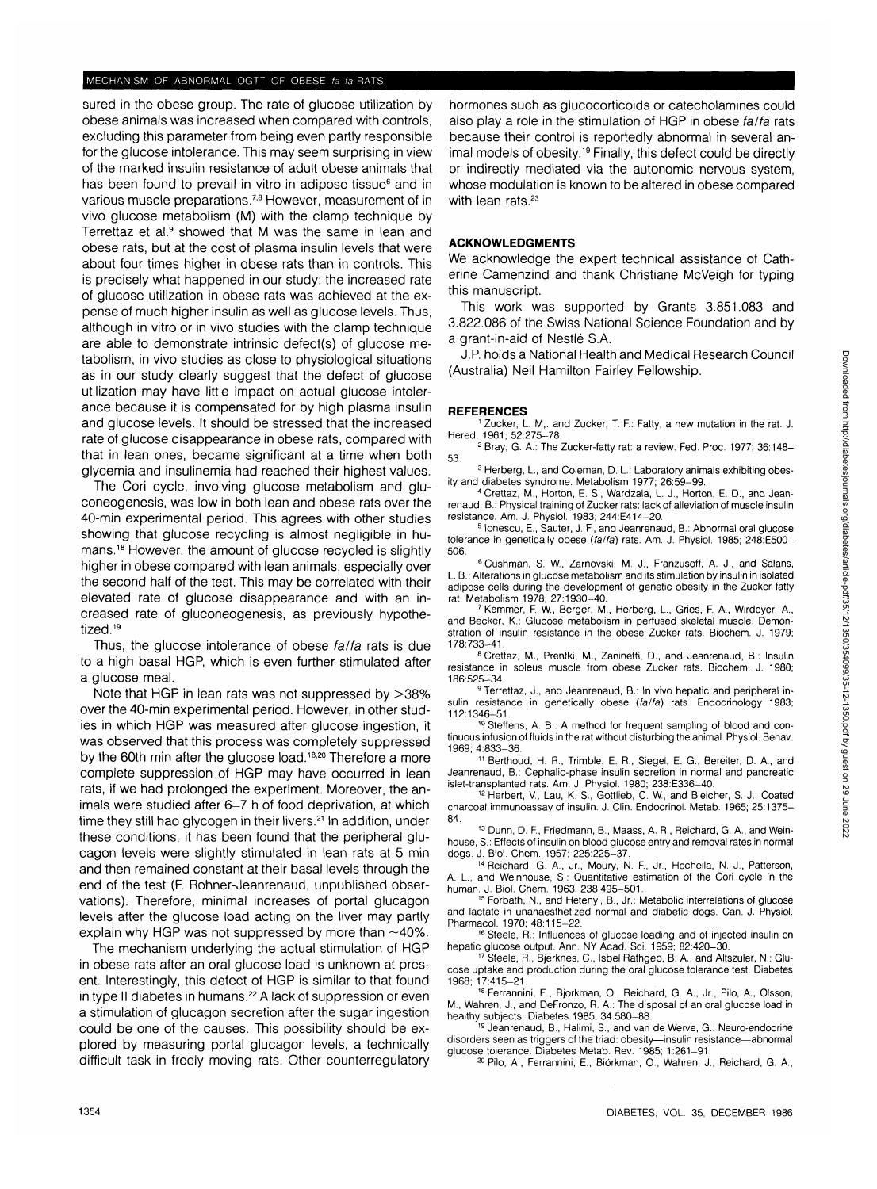sured in the obese group. The rate of glucose utilization by obese animals was increased when compared with controls, excluding this parameter from being even partly responsible for the glucose intolerance. This may seem surprising in view of the marked insulin resistance of adult obese animals that has been found to prevail in vitro in adipose tissue[6] and in various muscle preparations.[7,8] However, measurement of in vivo glucose metabolism (M) with the clamp technique by Terrettaz et al.[9] showed that M was the same in lean and obese rats, but at the cost of plasma insulin levels that were about four times higher in obese rats than in controls. This is precisely what happened in our study: the increased rate of glucose utilization in obese rats was achieved at the expense of much higher insulin as well as glucose levels. Thus, although in vitro or in vivo studies with the clamp technique are able to demonstrate intrinsic defect(s) of glucose metabolism, in vivo studies as close to physiological situations as in our study clearly suggest that the defect of glucose utilization may have little impact on actual glucose intolerance because it is compensated for by high plasma insulin and glucose levels. It should be stressed that the increased rate of glucose disappearance in obese rats, compared with that in lean ones, became significant at a time when both glycemia and insulinemia had reached their highest values.

The Cori cycle, involving glucose metabolism and gluconeogenesis, was low in both lean and obese rats over the 40-min experimental period. This agrees with other studies showing that glucose recycling is almost negligible in humans.[18] However, the amount of glucose recycled is slightly higher in obese compared with lean animals, especially over the second half of the test. This may be correlated with their elevated rate of glucose disappearance and with an increased rate of gluconeogenesis, as previously hypothetized.[19]

Thus, the glucose intolerance of obese *fa/fa* rats is due to a high basal HGP, which is even further stimulated after a glucose meal.

Note that HGP in lean rats was not suppressed by >38% over the 40-min experimental period. However, in other studies in which HGP was measured after glucose ingestion, it was observed that this process was completely suppressed by the 60th min after the glucose load.[18,20] Therefore a more complete suppression of HGP may have occurred in lean rats, if we had prolonged the experiment. Moreover, the animals were studied after 6–7 h of food deprivation, at which time they still had glycogen in their livers.[21] In addition, under these conditions, it has been found that the peripheral glucagon levels were slightly stimulated in lean rats at 5 min and then remained constant at their basal levels through the end of the test (F. Rohner-Jeanrenaud, unpublished observations). Therefore, minimal increases of portal glucagon levels after the glucose load acting on the liver may partly explain why HGP was not suppressed by more than ~40%.

The mechanism underlying the actual stimulation of HGP in obese rats after an oral glucose load is unknown at present. Interestingly, this defect of HGP is similar to that found in type II diabetes in humans.[22] A lack of suppression or even a stimulation of glucagon secretion after the sugar ingestion could be one of the causes. This possibility should be explored by measuring portal glucagon levels, a technically difficult task in freely moving rats. Other counterregulatory hormones such as glucocorticoids or catecholamines could also play a role in the stimulation of HGP in obese *fa/fa* rats because their control is reportedly abnormal in several animal models of obesity.[19] Finally, this defect could be directly or indirectly mediated via the autonomic nervous system, whose modulation is known to be altered in obese compared with lean rats.[23]

## ACKNOWLEDGMENTS

We acknowledge the expert technical assistance of Catherine Camenzind and thank Christiane McVeigh for typing this manuscript.

This work was supported by Grants 3.851.083 and 3.822.086 of the Swiss National Science Foundation and by a grant-in-aid of Nestlé S.A.

J.P. holds a National Health and Medical Research Council (Australia) Neil Hamilton Fairley Fellowship.

## REFERENCES

1. Zucker, L. M,. and Zucker, T. F.: Fatty, a new mutation in the rat. J. Hered. 1961; 52:275–78.
2. Bray, G. A.: The Zucker-fatty rat: a review. Fed. Proc. 1977; 36:148–53.
3. Herberg, L., and Coleman, D. L.: Laboratory animals exhibiting obesity and diabetes syndrome. Metabolism 1977; 26:59–99.
4. Crettaz, M., Horton, E. S., Wardzala, L. J., Horton, E. D., and Jeanrenaud, B.: Physical training of Zucker rats: lack of alleviation of muscle insulin resistance. Am. J. Physiol. 1983; 244:E414–20.
5. Ionescu, E., Sauter, J. F., and Jeanrenaud, B.: Abnormal oral glucose tolerance in genetically obese (*fa/fa*) rats. Am. J. Physiol. 1985; 248:E500–506.
6. Cushman, S. W., Zarnovski, M. J., Franzusoff, A. J., and Salans, L. B.: Alterations in glucose metabolism and its stimulation by insulin in isolated adipose cells during the development of genetic obesity in the Zucker fatty rat. Metabolism 1978; 27:1930–40.
7. Kemmer, F. W., Berger, M., Herberg, L., Gries, F. A., Wirdeyer, A., and Becker, K.: Glucose metabolism in perfused skeletal muscle. Demonstration of insulin resistance in the obese Zucker rats. Biochem. J. 1979; 178:733–41.
8. Crettaz, M., Prentki, M., Zaninetti, D., and Jeanrenaud, B.: Insulin resistance in soleus muscle from obese Zucker rats. Biochem. J. 1980; 186:525–34.
9. Terrettaz, J., and Jeanrenaud, B.: In vivo hepatic and peripheral insulin resistance in genetically obese (*fa/fa*) rats. Endocrinology 1983; 112:1346–51.
10. Steffens, A. B.: A method for frequent sampling of blood and continuous infusion of fluids in the rat without disturbing the animal. Physiol. Behav. 1969; 4:833–36.
11. Berthoud, H. R., Trimble, E. R., Siegel, E. G., Bereiter, D. A., and Jeanrenaud, B.: Cephalic-phase insulin secretion in normal and pancreatic islet-transplanted rats. Am. J. Physiol. 1980; 238:E336–40.
12. Herbert, V., Lau, K. S., Gottlieb, C. W., and Bleicher, S. J.: Coated charcoal immunoassay of insulin. J. Clin. Endocrinol. Metab. 1965; 25:1375–84.
13. Dunn, D. F., Friedmann, B., Maass, A. R., Reichard, G. A., and Weinhouse, S.: Effects of insulin on blood glucose entry and removal rates in normal dogs. J. Biol. Chem. 1957; 225:225–37.
14. Reichard, G. A., Jr., Moury, N. F., Jr., Hochella, N. J., Patterson, A. L., and Weinhouse, S.: Quantitative estimation of the Cori cycle in the human. J. Biol. Chem. 1963; 238:495–501.
15. Forbath, N., and Hetenyi, B., Jr.: Metabolic interrelations of glucose and lactate in unanaesthetized normal and diabetic dogs. Can. J. Physiol. Pharmacol. 1970; 48:115–22.
16. Steele, R.: Influences of glucose loading and of injected insulin on hepatic glucose output. Ann. NY Acad. Sci. 1959; 82:420–30.
17. Steele, R., Bjerknes, C., Isbel Rathgeb, B. A., and Altszuler, N.: Glucose uptake and production during the oral glucose tolerance test. Diabetes 1968; 17:415–21.
18. Ferrannini, E., Bjorkman, O., Reichard, G. A., Jr., Pilo, A., Olsson, M., Wahren, J., and DeFronzo, R. A.: The disposal of an oral glucose load in healthy subjects. Diabetes 1985; 34:580–88.
19. Jeanrenaud, B., Halimi, S., and van de Werve, G.: Neuro-endocrine disorders seen as triggers of the triad: obesity—insulin resistance—abnormal glucose tolerance. Diabetes Metab. Rev. 1985; 1:261–91.
20. Pilo, A., Ferrannini, E., Björkman, O., Wahren, J., Reichard, G. A.,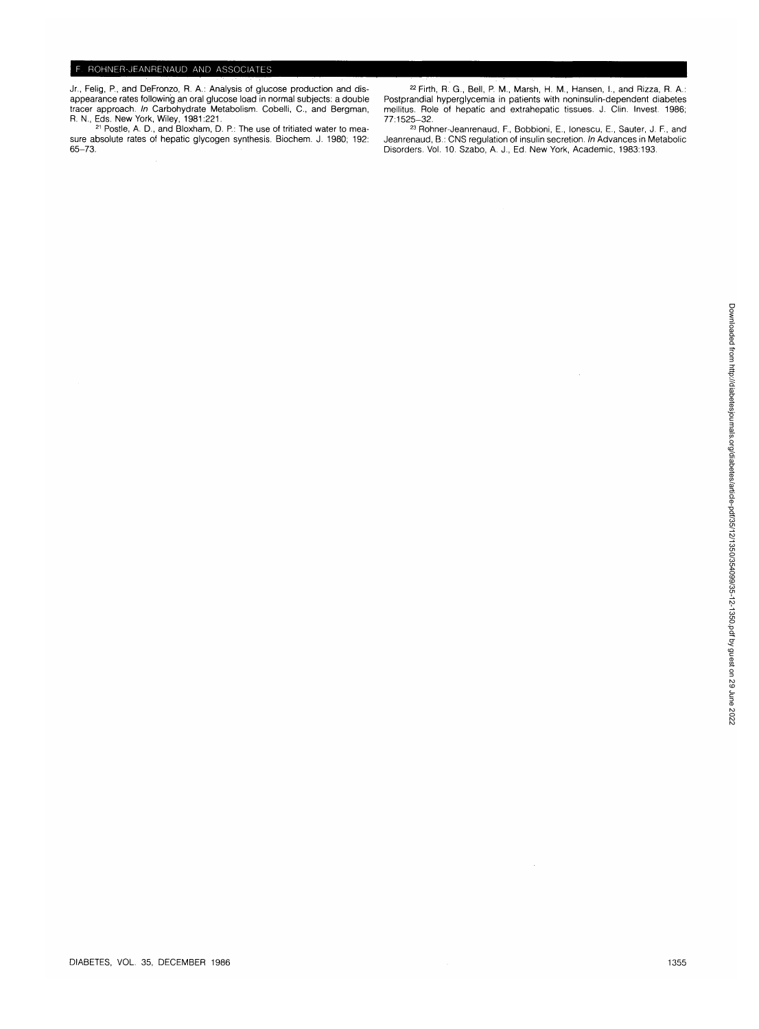Jr., Felig, P., and DeFronzo, R. A.: Analysis of glucose production and disappearance rates following an oral glucose load in normal subjects: a double tracer approach. *In* Carbohydrate Metabolism. Cobelli, C., and Bergman, R. N., Eds. New York, Wiley, 1981:221.

[21] Postle, A. D., and Bloxham, D. P.: The use of tritiated water to measure absolute rates of hepatic glycogen synthesis. Biochem. J. 1980; 192: 65–73.

[22] Firth, R. G., Bell, P. M., Marsh, H. M., Hansen, I., and Rizza, R. A.: Postprandial hyperglycemia in patients with noninsulin-dependent diabetes mellitus. Role of hepatic and extrahepatic tissues. J. Clin. Invest. 1986; 77:1525–32.

[23] Rohner-Jeanrenaud, F., Bobbioni, E., Ionescu, E., Sauter, J. F., and Jeanrenaud, B.: CNS regulation of insulin secretion. *In* Advances in Metabolic Disorders. Vol. 10. Szabo, A. J., Ed. New York, Academic, 1983:193.